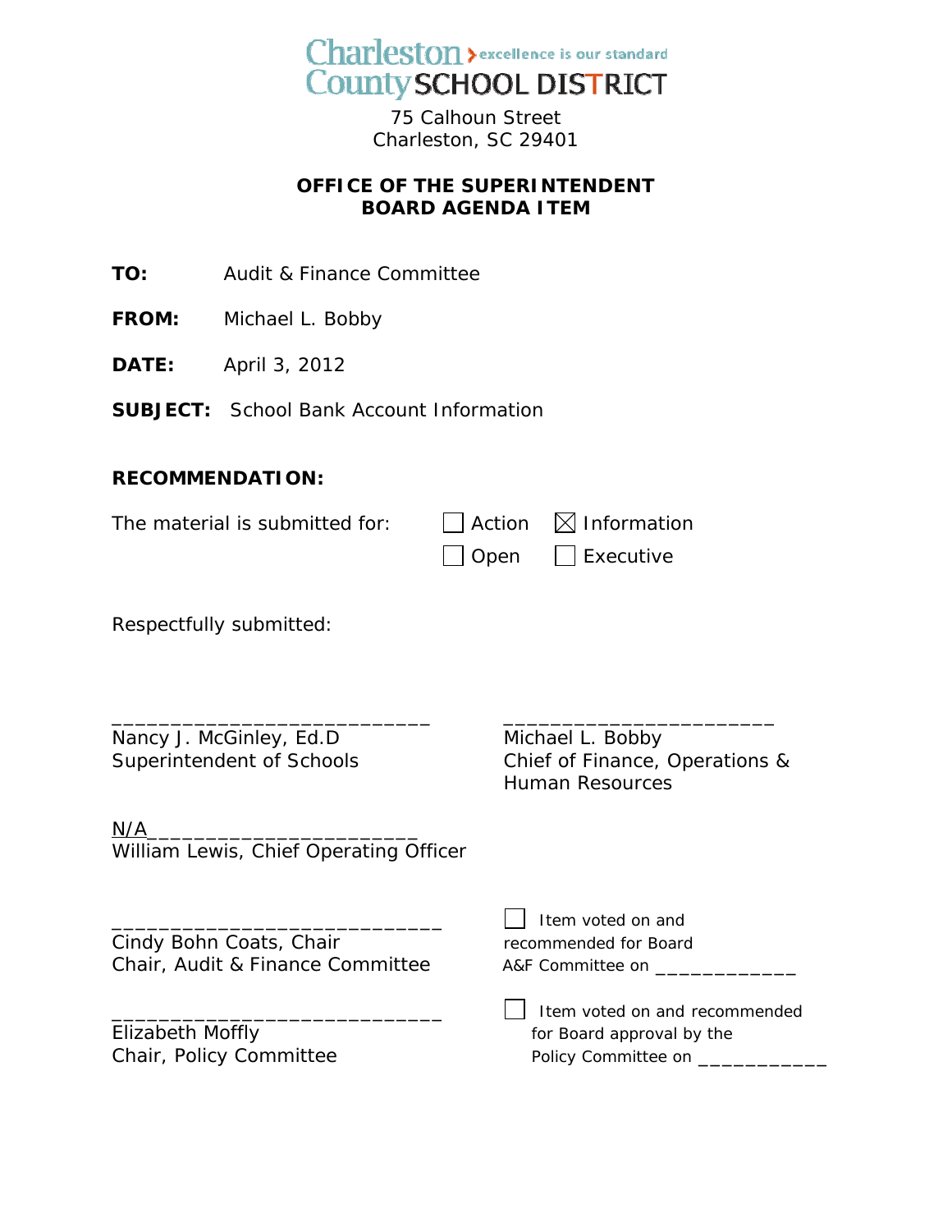Charleston County SCHOOL DISTRICT
excellence is our standard

75 Calhoun Street
Charleston, SC 29401

**OFFICE OF THE SUPERINTENDENT**
**BOARD AGENDA ITEM**

**TO:** Audit & Finance Committee

**FROM:** Michael L. Bobby

**DATE:** April 3, 2012

**SUBJECT:** School Bank Account Information

**RECOMMENDATION:**

The material is submitted for: ☐ Action ☒ Information ☐ Open ☐ Executive

Respectfully submitted:

___________________________
Nancy J. McGinley, Ed.D
Superintendent of Schools

___________________________
Michael L. Bobby
Chief of Finance, Operations & Human Resources

N/A________________________
William Lewis, Chief Operating Officer

___________________________
Cindy Bohn Coats, Chair
Chair, Audit & Finance Committee

☐ Item voted on and recommended for Board A&F Committee on ____________

___________________________
Elizabeth Moffly
Chair, Policy Committee

☐ Item voted on and recommended for Board approval by the Policy Committee on ___________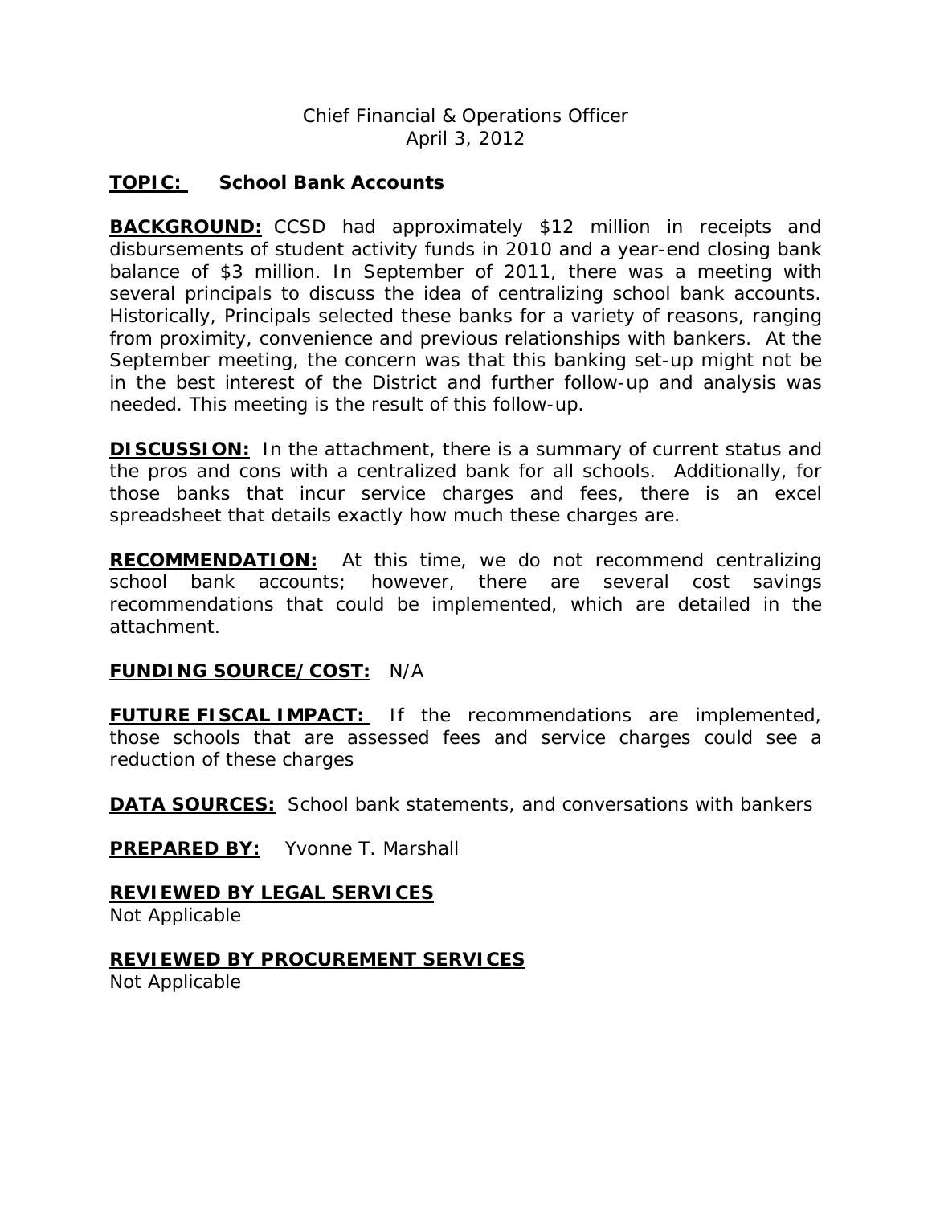Chief Financial & Operations Officer
April 3, 2012

**TOPIC:** **School Bank Accounts**

**BACKGROUND:** CCSD had approximately $12 million in receipts and disbursements of student activity funds in 2010 and a year-end closing bank balance of $3 million. In September of 2011, there was a meeting with several principals to discuss the idea of centralizing school bank accounts. Historically, Principals selected these banks for a variety of reasons, ranging from proximity, convenience and previous relationships with bankers. At the September meeting, the concern was that this banking set-up might not be in the best interest of the District and further follow-up and analysis was needed. This meeting is the result of this follow-up.

**DISCUSSION:** In the attachment, there is a summary of current status and the pros and cons with a centralized bank for all schools. Additionally, for those banks that incur service charges and fees, there is an excel spreadsheet that details exactly how much these charges are.

**RECOMMENDATION:** At this time, we do not recommend centralizing school bank accounts; however, there are several cost savings recommendations that could be implemented, which are detailed in the attachment.

**FUNDING SOURCE/COST:** N/A

**FUTURE FISCAL IMPACT:** If the recommendations are implemented, those schools that are assessed fees and service charges could see a reduction of these charges

**DATA SOURCES:** School bank statements, and conversations with bankers

**PREPARED BY:** Yvonne T. Marshall

**REVIEWED BY LEGAL SERVICES**
Not Applicable

**REVIEWED BY PROCUREMENT SERVICES**
Not Applicable